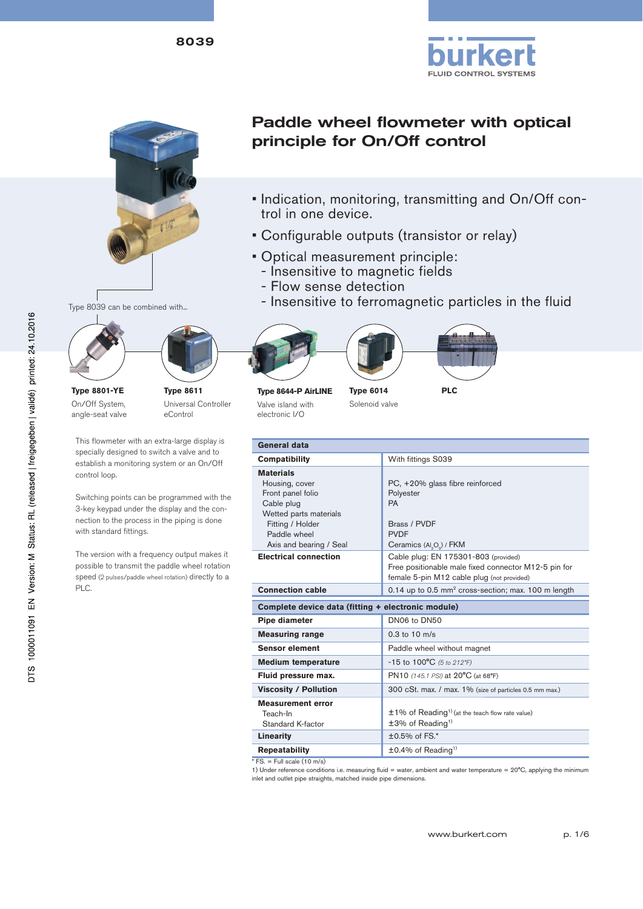8039

# Paddle wheel flowmeter with optical principle for On/Off control

- Indication, monitoring, transmitting and On/Off control in one device.
- Configurable outputs (transistor or relay)
- Optical measurement principle:
  - Insensitive to magnetic fields
  - Flow sense detection
  - Insensitive to ferromagnetic particles in the fluid

Type 8039 can be combined with...

**Type 8801-YE**
On/Off System, angle-seat valve

**Type 8611**
Universal Controller eControl

**Type 8644-P AirLINE**
Valve island with electronic I/O

**Type 6014**
Solenoid valve

**PLC**

This flowmeter with an extra-large display is specially designed to switch a valve and to establish a monitoring system or an On/Off control loop.

Switching points can be programmed with the 3-key keypad under the display and the connection to the process in the piping is done with standard fittings.

The version with a frequency output makes it possible to transmit the paddle wheel rotation speed (2 pulses/paddle wheel rotation) directly to a PLC.

| General data | |
|---|---|
| **Compatibility** | With fittings S039 |
| **Materials** | |
| Housing, cover | PC, +20% glass fibre reinforced |
| Front panel folio | Polyester |
| Cable plug | PA |
| Wetted parts materials | |
| Fitting / Holder | Brass / PVDF |
| Paddle wheel | PVDF |
| Axis and bearing / Seal | Ceramics ($Al_2O_3$) / FKM |
| **Electrical connection** | Cable plug: EN 175301-803 (provided)<br>Free positionable male fixed connector M12-5 pin for female 5-pin M12 cable plug (not provided) |
| **Connection cable** | 0.14 up to 0.5 mm² cross-section; max. 100 m length |

| Complete device data (fitting + electronic module) | |
|---|---|
| **Pipe diameter** | DN06 to DN50 |
| **Measuring range** | 0.3 to 10 m/s |
| **Sensor element** | Paddle wheel without magnet |
| **Medium temperature** | -15 to 100°C *(5 to 212°F)* |
| **Fluid pressure max.** | PN10 *(145.1 PSI)* at 20°C (at 68°F) |
| **Viscosity / Pollution** | 300 cSt. max. / max. 1% (size of particles 0.5 mm max.) |
| **Measurement error** | |
| Teach-In | ±1% of Reading[1] (at the teach flow rate value) |
| Standard K-factor | ±3% of Reading[1] |
| **Linearity** | ±0.5% of FS.* |
| **Repeatability** | ±0.4% of Reading[1] |

\* FS. = Full scale (10 m/s)

1) Under reference conditions i.e. measuring fluid = water, ambient and water temperature = 20°C, applying the minimum inlet and outlet pipe straights, matched inside pipe dimensions.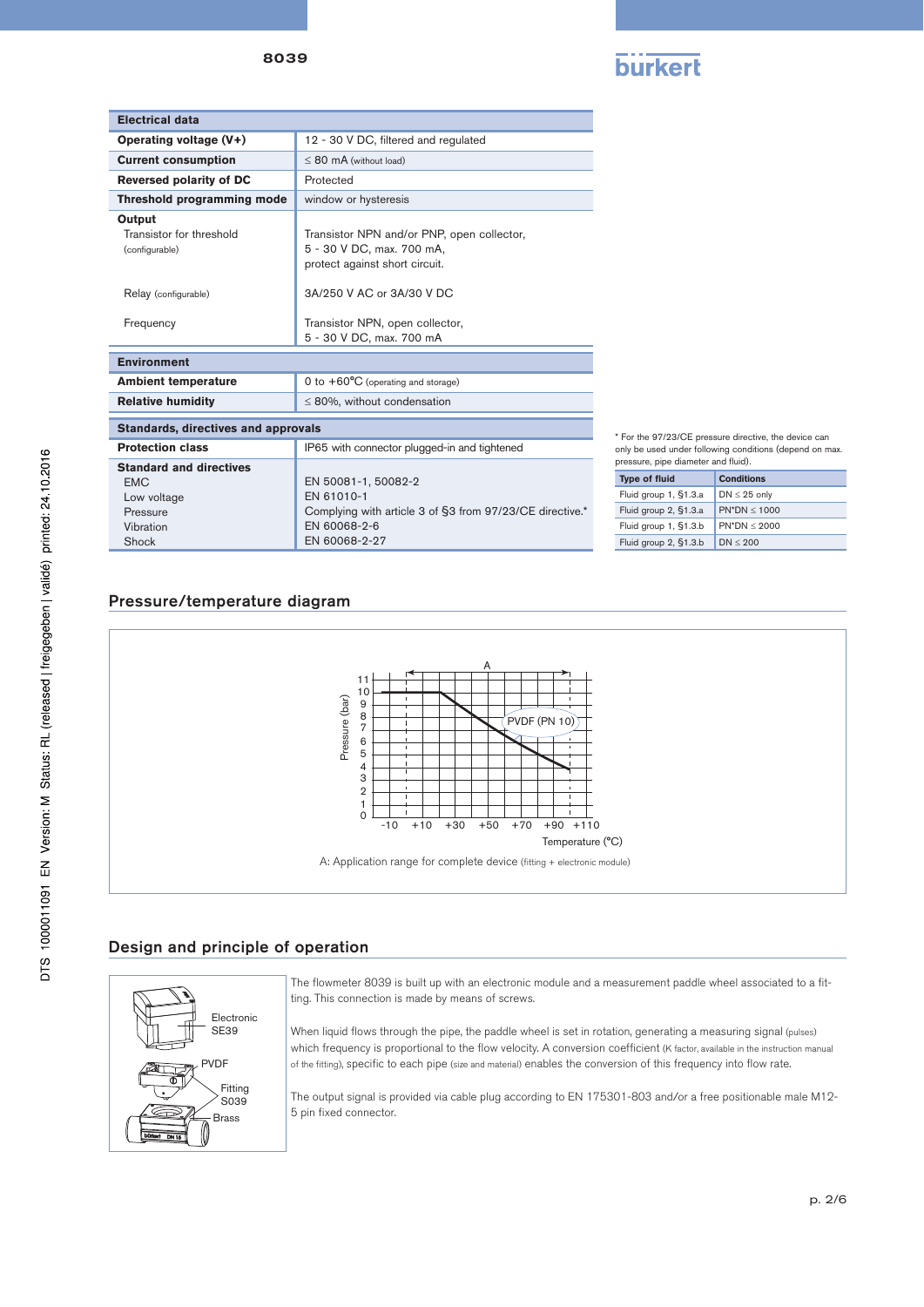| Electrical data | |
|---|---|
| **Operating voltage (V+)** | 12 - 30 V DC, filtered and regulated |
| **Current consumption** | ≤ 80 mA (without load) |
| **Reversed polarity of DC** | Protected |
| **Threshold programming mode** | window or hysteresis |
| **Output** | |
| Transistor for threshold (configurable) | Transistor NPN and/or PNP, open collector, 5 - 30 V DC, max. 700 mA, protect against short circuit. |
| Relay (configurable) | 3A/250 V AC or 3A/30 V DC |
| Frequency | Transistor NPN, open collector, 5 - 30 V DC, max. 700 mA |

| Environment | |
|---|---|
| **Ambient temperature** | 0 to +60°C (operating and storage) |
| **Relative humidity** | ≤ 80%, without condensation |

| Standards, directives and approvals | |
|---|---|
| **Protection class** | IP65 with connector plugged-in and tightened |
| **Standard and directives** | |
| EMC | EN 50081-1, 50082-2 |
| Low voltage | EN 61010-1 |
| Pressure | Complying with article 3 of §3 from 97/23/CE directive.* |
| Vibration | EN 60068-2-6 |
| Shock | EN 60068-2-27 |

* For the 97/23/CE pressure directive, the device can only be used under following conditions (depend on max. pressure, pipe diameter and fluid).

| Type of fluid | Conditions |
|---|---|
| Fluid group 1, §1.3.a | DN ≤ 25 only |
| Fluid group 2, §1.3.a | PN*DN ≤ 1000 |
| Fluid group 1, §1.3.b | PN*DN ≤ 2000 |
| Fluid group 2, §1.3.b | DN ≤ 200 |

## Pressure/temperature diagram

A: Application range for complete device (fitting + electronic module)

## Design and principle of operation

The flowmeter 8039 is built up with an electronic module and a measurement paddle wheel associated to a fitting. This connection is made by means of screws.

When liquid flows through the pipe, the paddle wheel is set in rotation, generating a measuring signal (pulses) which frequency is proportional to the flow velocity. A conversion coefficient (K factor, available in the instruction manual of the fitting), specific to each pipe (size and material) enables the conversion of this frequency into flow rate.

The output signal is provided via cable plug according to EN 175301-803 and/or a free positionable male M12-5 pin fixed connector.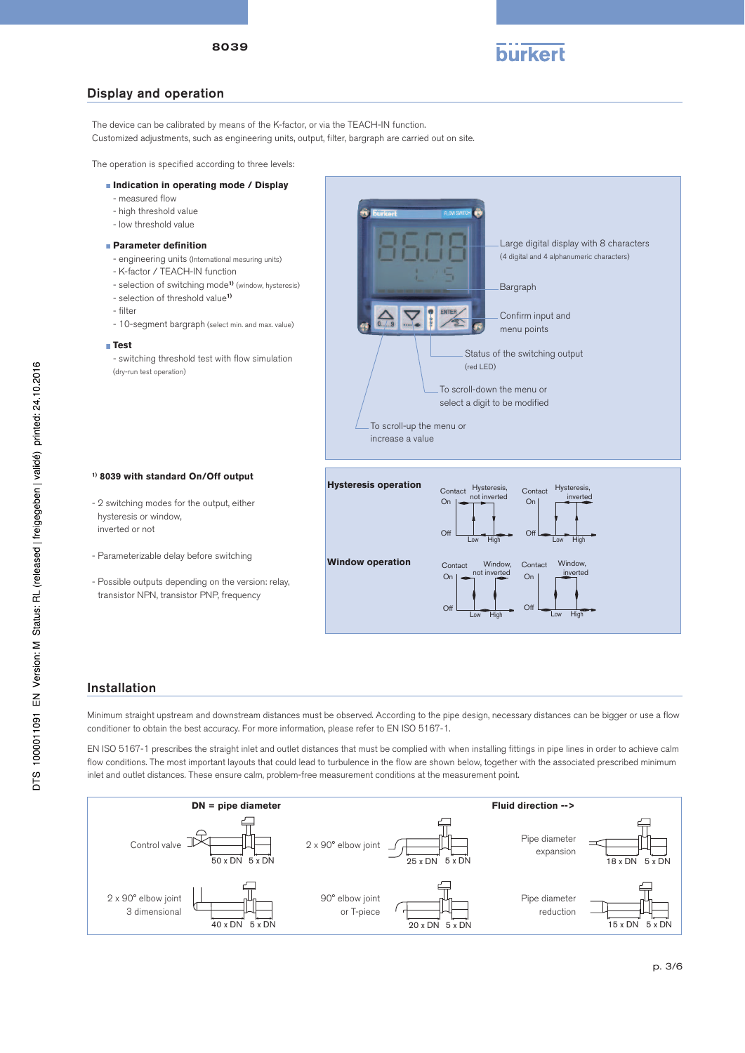## Display and operation

The device can be calibrated by means of the K-factor, or via the TEACH-IN function.
Customized adjustments, such as engineering units, output, filter, bargraph are carried out on site.

The operation is specified according to three levels:

- **Indication in operating mode / Display**
  - measured flow
  - high threshold value
  - low threshold value
- **Parameter definition**
  - engineering units (International mesuring units)
  - K-factor / TEACH-IN function
  - selection of switching mode[1] (window, hysteresis)
  - selection of threshold value[1]
  - filter
  - 10-segment bargraph (select min. and max. value)
- **Test**
  - switching threshold test with flow simulation (dry-run test operation)

Large digital display with 8 characters (4 digital and 4 alphanumeric characters)

Bargraph

Confirm input and menu points

Status of the switching output (red LED)

To scroll-down the menu or select a digit to be modified

To scroll-up the menu or increase a value

[1] **8039 with standard On/Off output**

- 2 switching modes for the output, either hysteresis or window, inverted or not
- Parameterizable delay before switching
- Possible outputs depending on the version: relay, transistor NPN, transistor PNP, frequency

**Hysteresis operation**: Hysteresis, not inverted / Hysteresis, inverted (Contact On/Off, Low, High)

**Window operation**: Window, not inverted / Window, inverted (Contact On/Off, Low, High)

## Installation

Minimum straight upstream and downstream distances must be observed. According to the pipe design, necessary distances can be bigger or use a flow conditioner to obtain the best accuracy. For more information, please refer to EN ISO 5167-1.

EN ISO 5167-1 prescribes the straight inlet and outlet distances that must be complied with when installing fittings in pipe lines in order to achieve calm flow conditions. The most important layouts that could lead to turbulence in the flow are shown below, together with the associated prescribed minimum inlet and outlet distances. These ensure calm, problem-free measurement conditions at the measurement point.

**DN = pipe diameter** — **Fluid direction -->**

| Layout | Inlet | Outlet |
|---|---|---|
| Control valve | 50 x DN | 5 x DN |
| 2 x 90° elbow joint | 25 x DN | 5 x DN |
| Pipe diameter expansion | 18 x DN | 5 x DN |
| 2 x 90° elbow joint 3 dimensional | 40 x DN | 5 x DN |
| 90° elbow joint or T-piece | 20 x DN | 5 x DN |
| Pipe diameter reduction | 15 x DN | 5 x DN |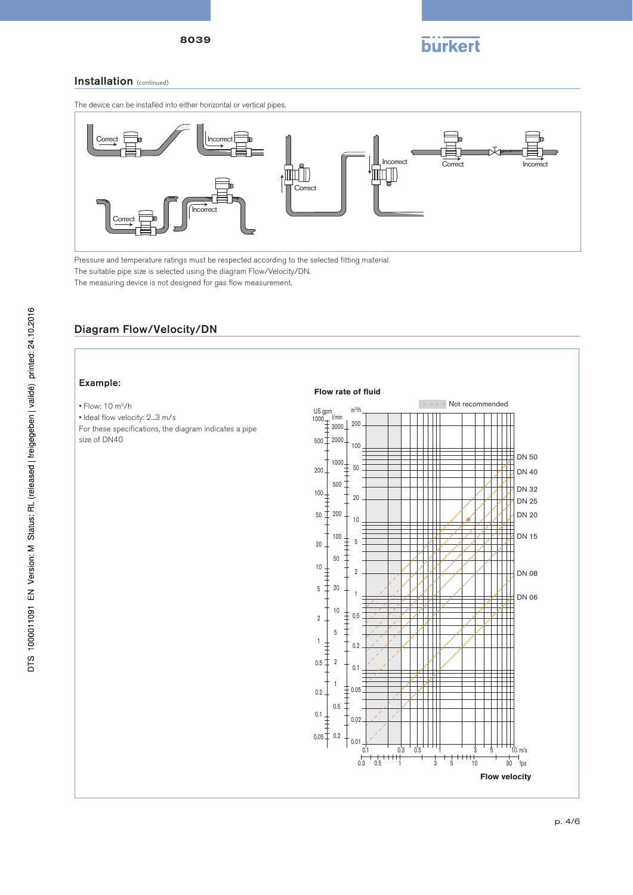## Installation (continued)

The device can be installed into either horizontal or vertical pipes.

Correct Incorrect Correct Incorrect Correct Incorrect Correct Incorrect

Pressure and temperature ratings must be respected according to the selected fitting material.
The suitable pipe size is selected using the diagram Flow/Velocity/DN.
The measuring device is not designed for gas flow measurement.

## Diagram Flow/Velocity/DN

### Example:

- Flow: 10 m³/h
- Ideal flow velocity: 2...3 m/s

For these specifications, the diagram indicates a pipe size of DN40

**Flow rate of fluid**

Not recommended

US gpm: 1000, 500, 200, 100, 50, 20, 10, 5, 2, 1, 0.5, 0.2, 0.1, 0.05

l/min: 3000, 2000, 1000, 500, 200, 100, 50, 20, 10, 5, 2, 1, 0.5, 0.2

m³/h: 200, 100, 50, 20, 10, 5, 2, 1, 0.5, 0.2, 0.1, 0.05, 0.02, 0.01

DN 50, DN 40, DN 32, DN 25, DN 20, DN 15, DN 08, DN 06

m/s: 0.1, 0.3, 0.5, 1, 3, 5, 10

fps: 0.3, 0.5, 1, 3, 5, 10, 30

**Flow velocity**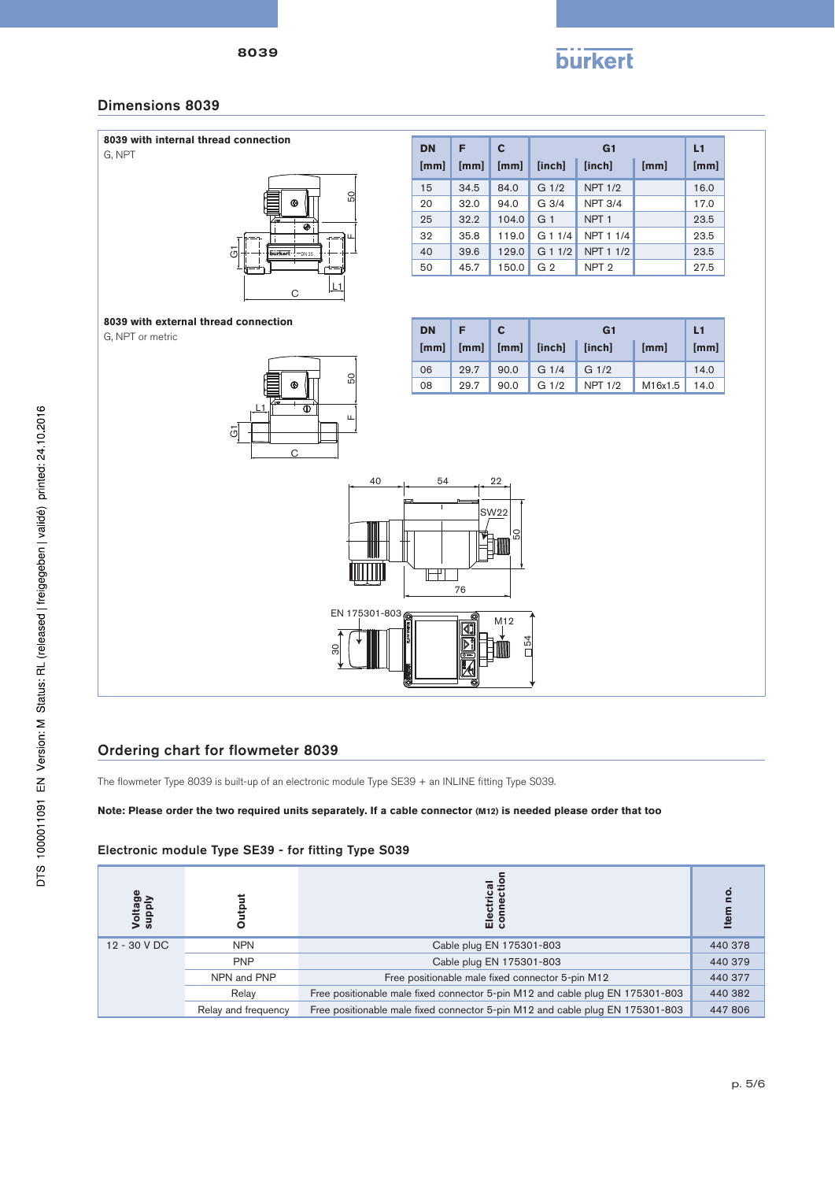## Dimensions 8039

**8039 with internal thread connection**

G, NPT

| DN | F | C | G1 | | | L1 |
|---|---|---|---|---|---|---|
| [mm] | [mm] | [mm] | [inch] | [inch] | [mm] | [mm] |
| 15 | 34.5 | 84.0 | G 1/2 | NPT 1/2 | | 16.0 |
| 20 | 32.0 | 94.0 | G 3/4 | NPT 3/4 | | 17.0 |
| 25 | 32.2 | 104.0 | G 1 | NPT 1 | | 23.5 |
| 32 | 35.8 | 119.0 | G 1 1/4 | NPT 1 1/4 | | 23.5 |
| 40 | 39.6 | 129.0 | G 1 1/2 | NPT 1 1/2 | | 23.5 |
| 50 | 45.7 | 150.0 | G 2 | NPT 2 | | 27.5 |

**8039 with external thread connection**

G, NPT or metric

| DN | F | C | G1 | | | L1 |
|---|---|---|---|---|---|---|
| [mm] | [mm] | [mm] | [inch] | [inch] | [mm] | [mm] |
| 06 | 29.7 | 90.0 | G 1/4 | G 1/2 | | 14.0 |
| 08 | 29.7 | 90.0 | G 1/2 | NPT 1/2 | M16x1.5 | 14.0 |

## Ordering chart for flowmeter 8039

The flowmeter Type 8039 is built-up of an electronic module Type SE39 + an INLINE fitting Type S039.

**Note: Please order the two required units separately. If a cable connector (M12) is needed please order that too**

### Electronic module Type SE39 - for fitting Type S039

| Voltage supply | Output | Electrical connection | Item no. |
|---|---|---|---|
| 12 - 30 V DC | NPN | Cable plug EN 175301-803 | 440 378 |
| | PNP | Cable plug EN 175301-803 | 440 379 |
| | NPN and PNP | Free positionable male fixed connector 5-pin M12 | 440 377 |
| | Relay | Free positionable male fixed connector 5-pin M12 and cable plug EN 175301-803 | 440 382 |
| | Relay and frequency | Free positionable male fixed connector 5-pin M12 and cable plug EN 175301-803 | 447 806 |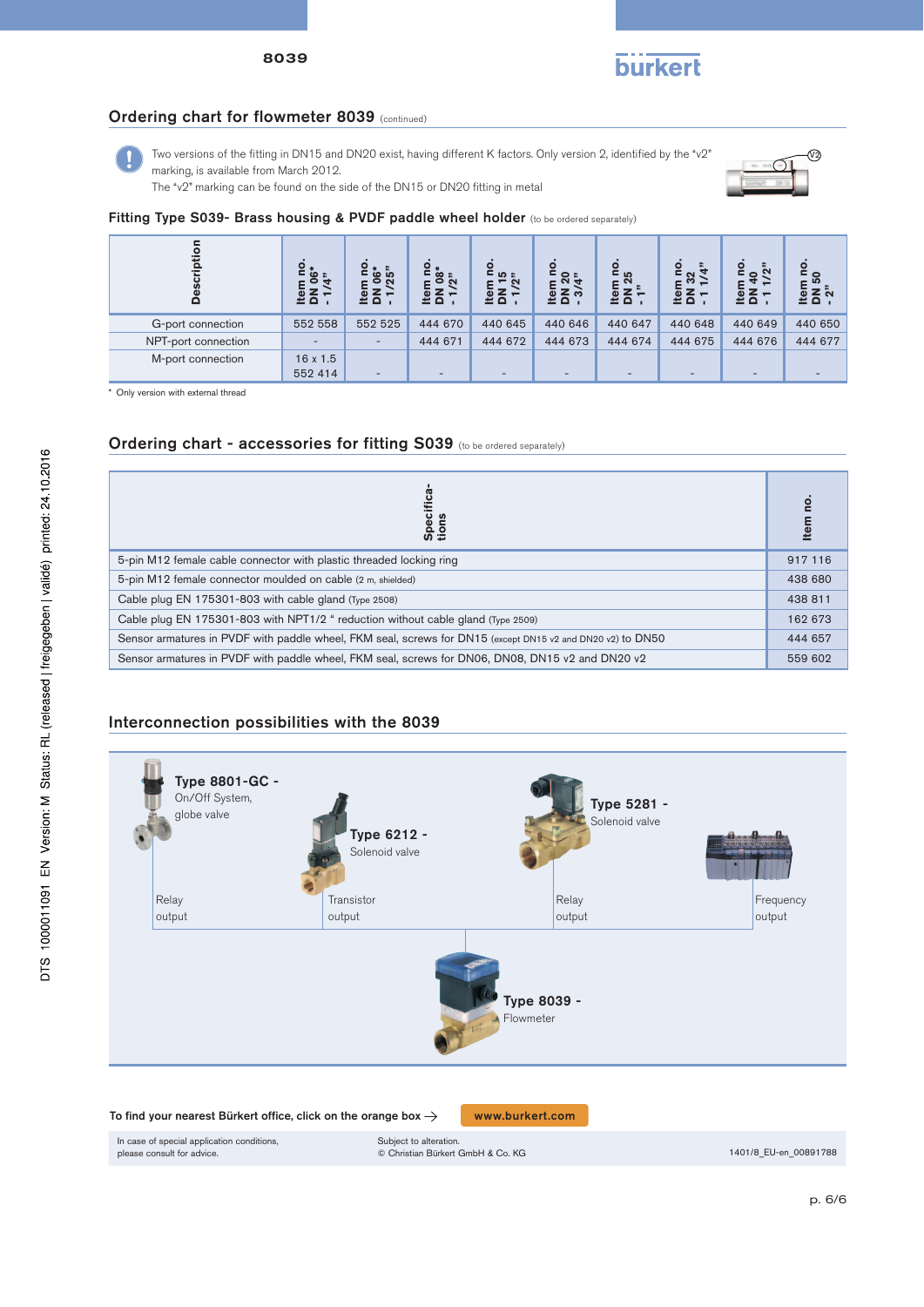## Ordering chart for flowmeter 8039 (continued)

Two versions of the fitting in DN15 and DN20 exist, having different K factors. Only version 2, identified by the "v2" marking, is available from March 2012.
The "v2" marking can be found on the side of the DN15 or DN20 fitting in metal

### Fitting Type S039- Brass housing & PVDF paddle wheel holder (to be ordered separately)

| Description | Item no. DN 06* - 1/4" | Item no. DN 06* - 1/25" | Item no. DN 08* - 1/2" | Item no. DN 15 - 1/2" | Item no. DN 20 - 3/4" | Item no. DN 25 - 1" | Item no. DN 32 - 1 1/4" | Item no. DN 40 - 1 1/2" | Item no. DN 50 - 2" |
|---|---|---|---|---|---|---|---|---|---|
| G-port connection | 552 558 | 552 525 | 444 670 | 440 645 | 440 646 | 440 647 | 440 648 | 440 649 | 440 650 |
| NPT-port connection | - | - | 444 671 | 444 672 | 444 673 | 444 674 | 444 675 | 444 676 | 444 677 |
| M-port connection | 16 x 1.5 552 414 | - | - | - | - | - | - | - | - |

\* Only version with external thread

## Ordering chart - accessories for fitting S039 (to be ordered separately)

| Specifications | Item no. |
|---|---|
| 5-pin M12 female cable connector with plastic threaded locking ring | 917 116 |
| 5-pin M12 female connector moulded on cable (2 m, shielded) | 438 680 |
| Cable plug EN 175301-803 with cable gland (Type 2508) | 438 811 |
| Cable plug EN 175301-803 with NPT1/2 " reduction without cable gland (Type 2509) | 162 673 |
| Sensor armatures in PVDF with paddle wheel, FKM seal, screws for DN15 (except DN15 v2 and DN20 v2) to DN50 | 444 657 |
| Sensor armatures in PVDF with paddle wheel, FKM seal, screws for DN06, DN08, DN15 v2 and DN20 v2 | 559 602 |

## Interconnection possibilities with the 8039

**Type 8801-GC -** On/Off System, globe valve — Relay output

**Type 6212 -** Solenoid valve — Transistor output

**Type 5281 -** Solenoid valve — Relay output

Frequency output

**Type 8039 -** Flowmeter

To find your nearest Bürkert office, click on the orange box → **www.burkert.com**

In case of special application conditions, please consult for advice.

Subject to alteration.
© Christian Bürkert GmbH & Co. KG

1401/8_EU-en_00891788